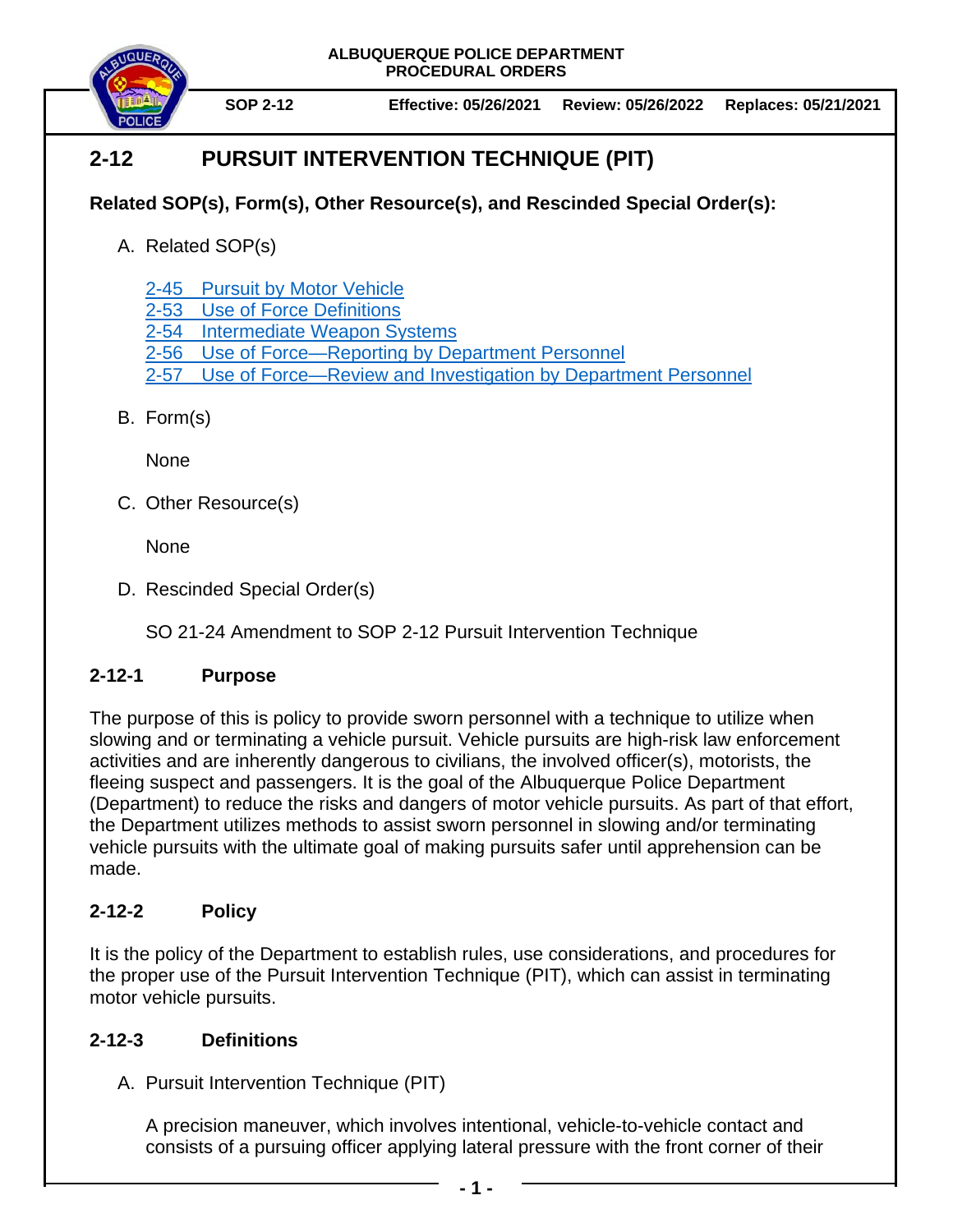ALBUQUERQUE POLICE DEPARTMENT
PROCEDURAL ORDERS

**SOP 2-12** | **Effective: 05/26/2021** | **Review: 05/26/2022** | **Replaces: 05/21/2021**

# 2-12 PURSUIT INTERVENTION TECHNIQUE (PIT)

**Related SOP(s), Form(s), Other Resource(s), and Rescinded Special Order(s):**

A. Related SOP(s)

   2-45 Pursuit by Motor Vehicle
   2-53 Use of Force Definitions
   2-54 Intermediate Weapon Systems
   2-56 Use of Force—Reporting by Department Personnel
   2-57 Use of Force—Review and Investigation by Department Personnel

B. Form(s)

   None

C. Other Resource(s)

   None

D. Rescinded Special Order(s)

   SO 21-24 Amendment to SOP 2-12 Pursuit Intervention Technique

## 2-12-1 Purpose

The purpose of this is policy to provide sworn personnel with a technique to utilize when slowing and or terminating a vehicle pursuit. Vehicle pursuits are high-risk law enforcement activities and are inherently dangerous to civilians, the involved officer(s), motorists, the fleeing suspect and passengers. It is the goal of the Albuquerque Police Department (Department) to reduce the risks and dangers of motor vehicle pursuits. As part of that effort, the Department utilizes methods to assist sworn personnel in slowing and/or terminating vehicle pursuits with the ultimate goal of making pursuits safer until apprehension can be made.

## 2-12-2 Policy

It is the policy of the Department to establish rules, use considerations, and procedures for the proper use of the Pursuit Intervention Technique (PIT), which can assist in terminating motor vehicle pursuits.

## 2-12-3 Definitions

A. Pursuit Intervention Technique (PIT)

   A precision maneuver, which involves intentional, vehicle-to-vehicle contact and consists of a pursuing officer applying lateral pressure with the front corner of their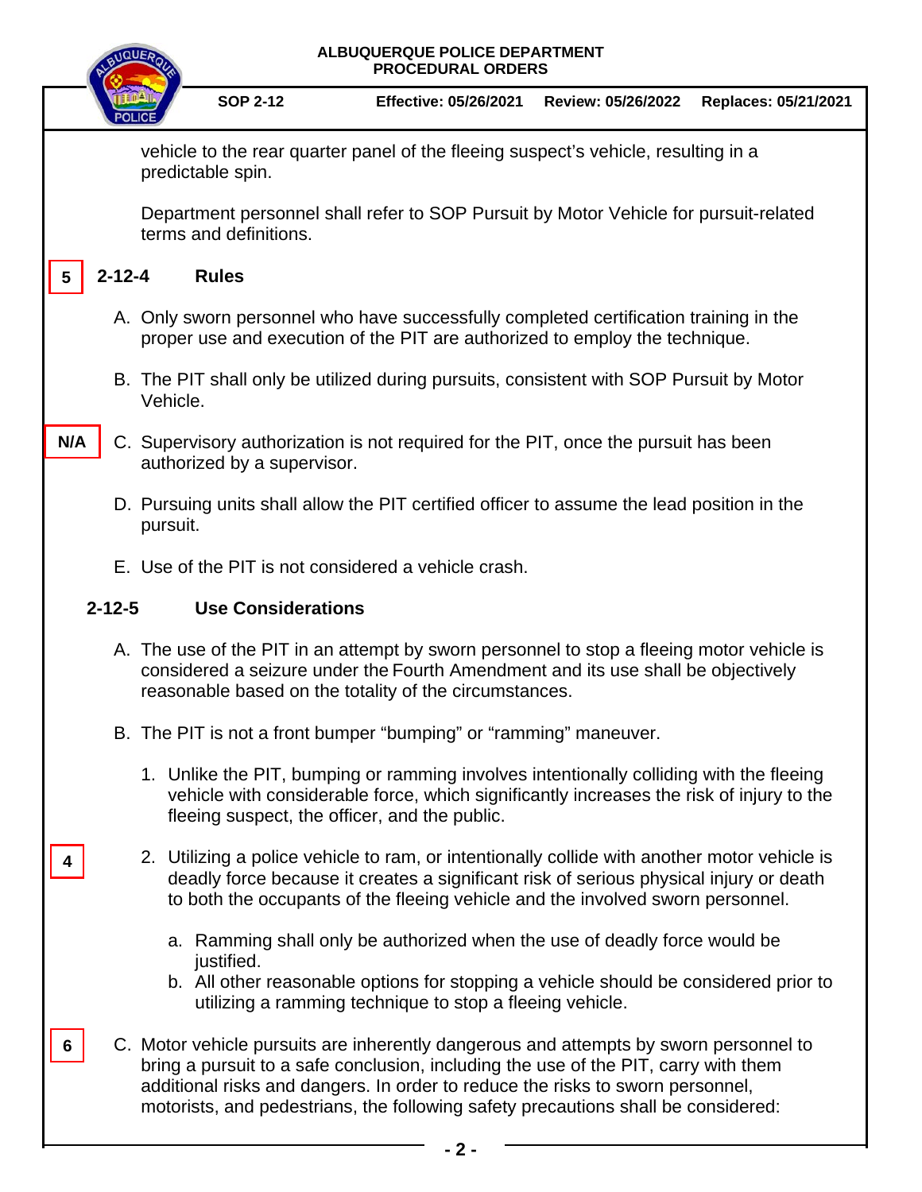vehicle to the rear quarter panel of the fleeing suspect's vehicle, resulting in a predictable spin.

Department personnel shall refer to SOP Pursuit by Motor Vehicle for pursuit-related terms and definitions.

5

## 2-12-4 Rules

A. Only sworn personnel who have successfully completed certification training in the proper use and execution of the PIT are authorized to employ the technique.

B. The PIT shall only be utilized during pursuits, consistent with SOP Pursuit by Motor Vehicle.

N/A

C. Supervisory authorization is not required for the PIT, once the pursuit has been authorized by a supervisor.

D. Pursuing units shall allow the PIT certified officer to assume the lead position in the pursuit.

E. Use of the PIT is not considered a vehicle crash.

## 2-12-5 Use Considerations

A. The use of the PIT in an attempt by sworn personnel to stop a fleeing motor vehicle is considered a seizure under the Fourth Amendment and its use shall be objectively reasonable based on the totality of the circumstances.

B. The PIT is not a front bumper "bumping" or "ramming" maneuver.

1. Unlike the PIT, bumping or ramming involves intentionally colliding with the fleeing vehicle with considerable force, which significantly increases the risk of injury to the fleeing suspect, the officer, and the public.

4

2. Utilizing a police vehicle to ram, or intentionally collide with another motor vehicle is deadly force because it creates a significant risk of serious physical injury or death to both the occupants of the fleeing vehicle and the involved sworn personnel.

   a. Ramming shall only be authorized when the use of deadly force would be justified.
   b. All other reasonable options for stopping a vehicle should be considered prior to utilizing a ramming technique to stop a fleeing vehicle.

6

C. Motor vehicle pursuits are inherently dangerous and attempts by sworn personnel to bring a pursuit to a safe conclusion, including the use of the PIT, carry with them additional risks and dangers. In order to reduce the risks to sworn personnel, motorists, and pedestrians, the following safety precautions shall be considered: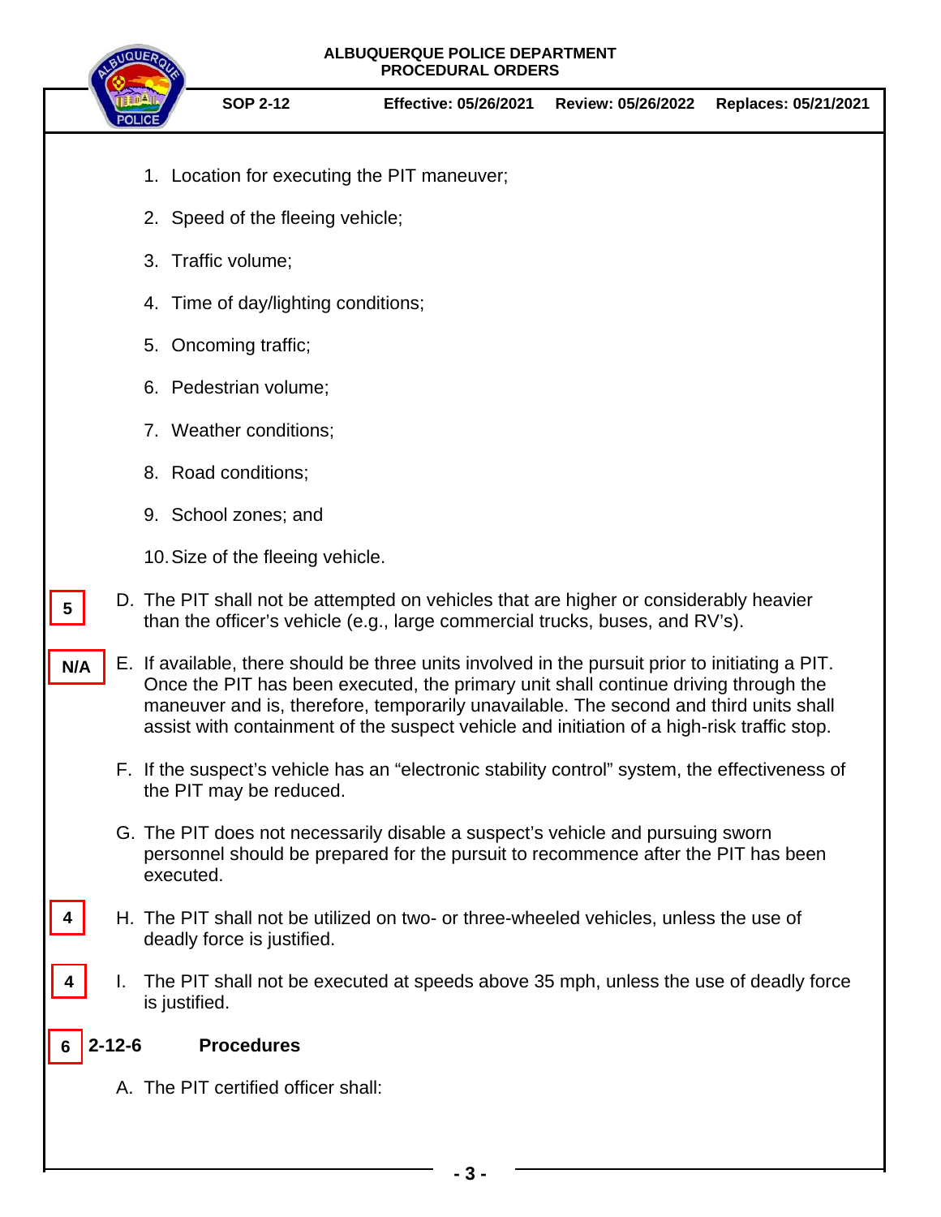1. Location for executing the PIT maneuver;
2. Speed of the fleeing vehicle;
3. Traffic volume;
4. Time of day/lighting conditions;
5. Oncoming traffic;
6. Pedestrian volume;
7. Weather conditions;
8. Road conditions;
9. School zones; and
10. Size of the fleeing vehicle.

5 D. The PIT shall not be attempted on vehicles that are higher or considerably heavier than the officer's vehicle (e.g., large commercial trucks, buses, and RV's).

N/A E. If available, there should be three units involved in the pursuit prior to initiating a PIT. Once the PIT has been executed, the primary unit shall continue driving through the maneuver and is, therefore, temporarily unavailable. The second and third units shall assist with containment of the suspect vehicle and initiation of a high-risk traffic stop.

F. If the suspect's vehicle has an "electronic stability control" system, the effectiveness of the PIT may be reduced.

G. The PIT does not necessarily disable a suspect's vehicle and pursuing sworn personnel should be prepared for the pursuit to recommence after the PIT has been executed.

4 H. The PIT shall not be utilized on two- or three-wheeled vehicles, unless the use of deadly force is justified.

4 I. The PIT shall not be executed at speeds above 35 mph, unless the use of deadly force is justified.

## 6 2-12-6 Procedures

A. The PIT certified officer shall: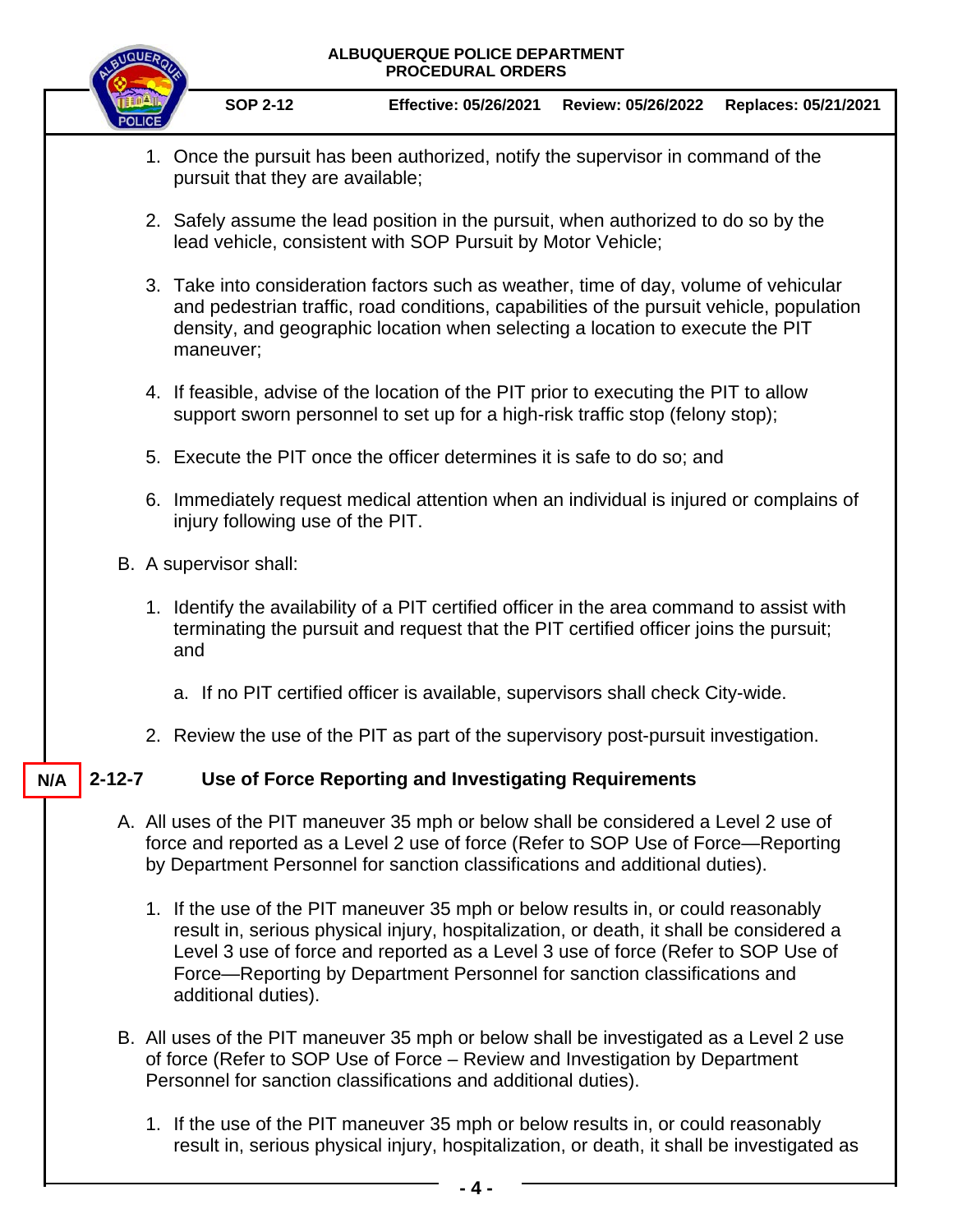1. Once the pursuit has been authorized, notify the supervisor in command of the pursuit that they are available;

2. Safely assume the lead position in the pursuit, when authorized to do so by the lead vehicle, consistent with SOP Pursuit by Motor Vehicle;

3. Take into consideration factors such as weather, time of day, volume of vehicular and pedestrian traffic, road conditions, capabilities of the pursuit vehicle, population density, and geographic location when selecting a location to execute the PIT maneuver;

4. If feasible, advise of the location of the PIT prior to executing the PIT to allow support sworn personnel to set up for a high-risk traffic stop (felony stop);

5. Execute the PIT once the officer determines it is safe to do so; and

6. Immediately request medical attention when an individual is injured or complains of injury following use of the PIT.

B. A supervisor shall:

1. Identify the availability of a PIT certified officer in the area command to assist with terminating the pursuit and request that the PIT certified officer joins the pursuit; and

   a. If no PIT certified officer is available, supervisors shall check City-wide.

2. Review the use of the PIT as part of the supervisory post-pursuit investigation.

**N/A**

## 2-12-7 Use of Force Reporting and Investigating Requirements

A. All uses of the PIT maneuver 35 mph or below shall be considered a Level 2 use of force and reported as a Level 2 use of force (Refer to SOP Use of Force—Reporting by Department Personnel for sanction classifications and additional duties).

1. If the use of the PIT maneuver 35 mph or below results in, or could reasonably result in, serious physical injury, hospitalization, or death, it shall be considered a Level 3 use of force and reported as a Level 3 use of force (Refer to SOP Use of Force—Reporting by Department Personnel for sanction classifications and additional duties).

B. All uses of the PIT maneuver 35 mph or below shall be investigated as a Level 2 use of force (Refer to SOP Use of Force – Review and Investigation by Department Personnel for sanction classifications and additional duties).

1. If the use of the PIT maneuver 35 mph or below results in, or could reasonably result in, serious physical injury, hospitalization, or death, it shall be investigated as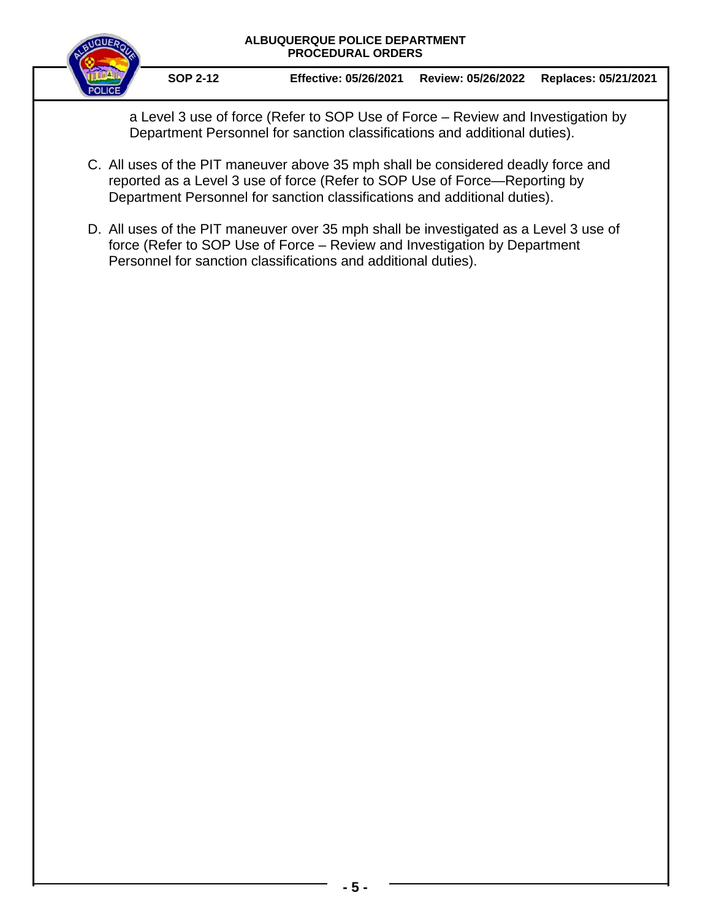a Level 3 use of force (Refer to SOP Use of Force – Review and Investigation by Department Personnel for sanction classifications and additional duties).

C. All uses of the PIT maneuver above 35 mph shall be considered deadly force and reported as a Level 3 use of force (Refer to SOP Use of Force—Reporting by Department Personnel for sanction classifications and additional duties).

D. All uses of the PIT maneuver over 35 mph shall be investigated as a Level 3 use of force (Refer to SOP Use of Force – Review and Investigation by Department Personnel for sanction classifications and additional duties).